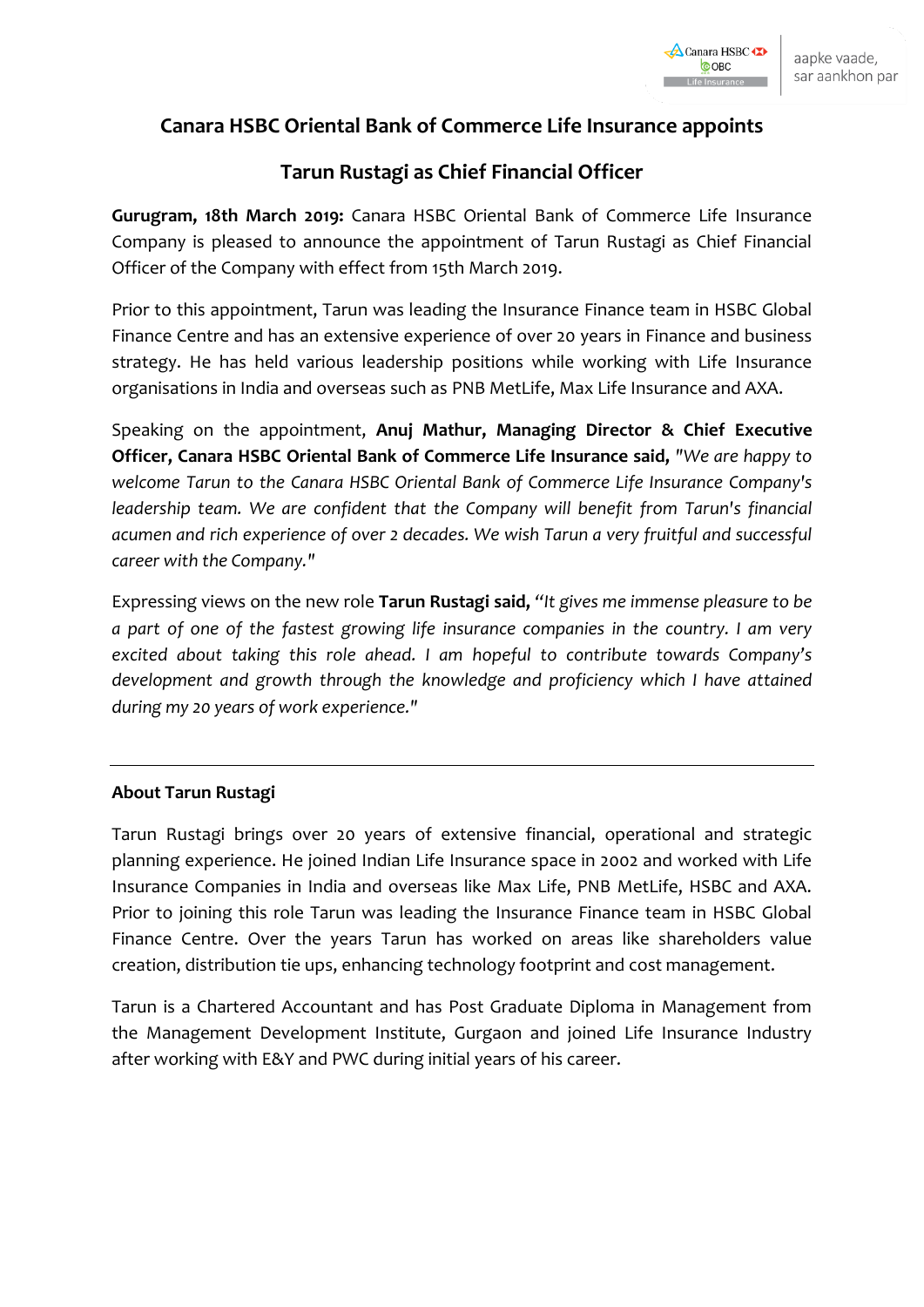# Canara HSBC Oriental Bank of Commerce Life Insurance appoints

# Tarun Rustagi as Chief Financial Officer

**Gurugram, 18th March 2019:** Canara HSBC Oriental Bank of Commerce Life Insurance Company is pleased to announce the appointment of Tarun Rustagi as Chief Financial Officer of the Company with effect from 15th March 2019.

Prior to this appointment, Tarun was leading the Insurance Finance team in HSBC Global Finance Centre and has an extensive experience of over 20 years in Finance and business strategy. He has held various leadership positions while working with Life Insurance organisations in India and overseas such as PNB MetLife, Max Life Insurance and AXA.

Speaking on the appointment, **Anuj Mathur, Managing Director & Chief Executive Officer, Canara HSBC Oriental Bank of Commerce Life Insurance said,** *"We are happy to welcome Tarun to the Canara HSBC Oriental Bank of Commerce Life Insurance Company's leadership team. We are confident that the Company will benefit from Tarun's financial acumen and rich experience of over 2 decades. We wish Tarun a very fruitful and successful career with the Company."*

Expressing views on the new role **Tarun Rustagi said,** *"It gives me immense pleasure to be a part of one of the fastest growing life insurance companies in the country. I am very excited about taking this role ahead. I am hopeful to contribute towards Company's development and growth through the knowledge and proficiency which I have attained during my 20 years of work experience."*

---

**About Tarun Rustagi**

Tarun Rustagi brings over 20 years of extensive financial, operational and strategic planning experience. He joined Indian Life Insurance space in 2002 and worked with Life Insurance Companies in India and overseas like Max Life, PNB MetLife, HSBC and AXA. Prior to joining this role Tarun was leading the Insurance Finance team in HSBC Global Finance Centre. Over the years Tarun has worked on areas like shareholders value creation, distribution tie ups, enhancing technology footprint and cost management.

Tarun is a Chartered Accountant and has Post Graduate Diploma in Management from the Management Development Institute, Gurgaon and joined Life Insurance Industry after working with E&Y and PWC during initial years of his career.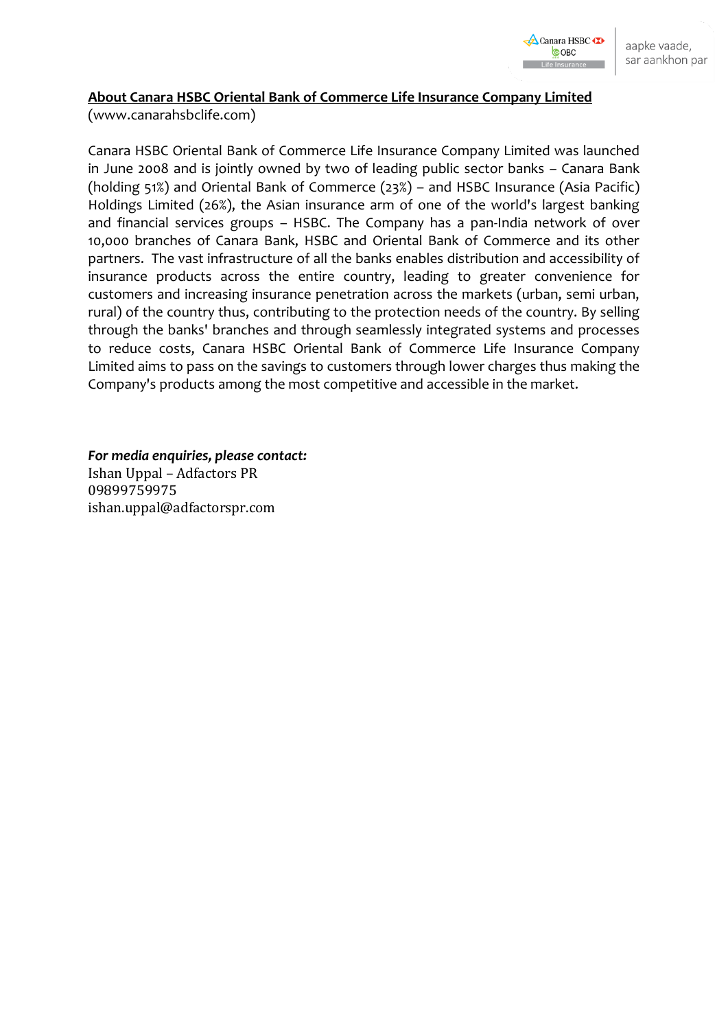**About Canara HSBC Oriental Bank of Commerce Life Insurance Company Limited**
(www.canarahsbclife.com)

Canara HSBC Oriental Bank of Commerce Life Insurance Company Limited was launched in June 2008 and is jointly owned by two of leading public sector banks – Canara Bank (holding 51%) and Oriental Bank of Commerce (23%) – and HSBC Insurance (Asia Pacific) Holdings Limited (26%), the Asian insurance arm of one of the world's largest banking and financial services groups – HSBC. The Company has a pan-India network of over 10,000 branches of Canara Bank, HSBC and Oriental Bank of Commerce and its other partners. The vast infrastructure of all the banks enables distribution and accessibility of insurance products across the entire country, leading to greater convenience for customers and increasing insurance penetration across the markets (urban, semi urban, rural) of the country thus, contributing to the protection needs of the country. By selling through the banks' branches and through seamlessly integrated systems and processes to reduce costs, Canara HSBC Oriental Bank of Commerce Life Insurance Company Limited aims to pass on the savings to customers through lower charges thus making the Company's products among the most competitive and accessible in the market.

***For media enquiries, please contact:***
Ishan Uppal – Adfactors PR
09899759975
ishan.uppal@adfactorspr.com